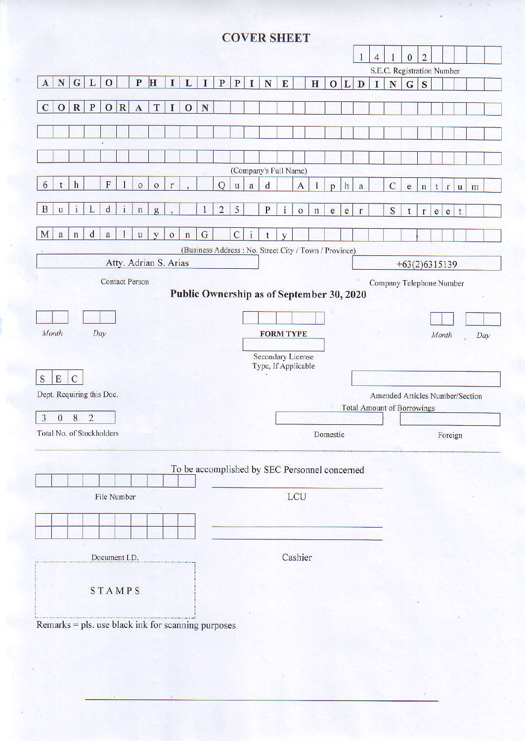# COVER SHEET

**1 4 1 0 2**

S.E.C. Registration Number

**ANGLO PHILIPPINE HOLDINGS CORPORATION**

(Company's Full Name)

6th Floor, Quad Alpha Centrum Building, 125 Pioneer Street Mandaluyong City

(Business Address : No. Street City / Town / Province)

| Atty. Adrian S. Arias | +63(2)6315139 |
|---|---|
| Contact Person | Company Telephone Number |

**Public Ownership as of September 30, 2020**

| Month | Day | FORM TYPE | Month | Day |
|---|---|---|---|---|
| | | | | |

Secondary License Type, If Applicable

| SEC | |
|---|---|
| Dept. Requiring this Doc. | Amended Articles Number/Section |

Total Amount of Borrowings

| 3082 | | |
|---|---|---|
| Total No. of Stockholders | Domestic | Foreign |

To be accomplished by SEC Personnel concerned

File Number

LCU

Document I.D.

Cashier

STAMPS

Remarks = pls. use black ink for scanning purposes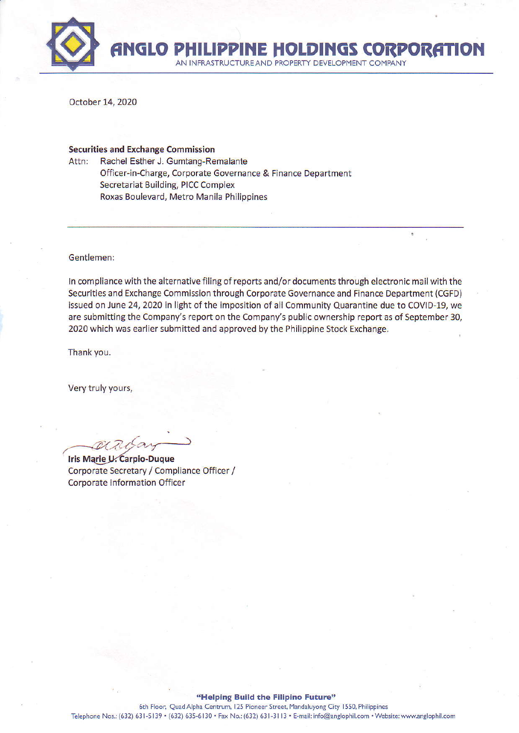# ANGLO PHILIPPINE HOLDINGS CORPORATION

AN INFRASTRUCTURE AND PROPERTY DEVELOPMENT COMPANY

October 14, 2020

**Securities and Exchange Commission**
Attn: Rachel Esther J. Gumtang-Remalante
Officer-in-Charge, Corporate Governance & Finance Department
Secretariat Building, PICC Complex
Roxas Boulevard, Metro Manila Philippines

---

Gentlemen:

In compliance with the alternative filing of reports and/or documents through electronic mail with the Securities and Exchange Commission through Corporate Governance and Finance Department (CGFD) issued on June 24, 2020 in light of the imposition of all Community Quarantine due to COVID-19, we are submitting the Company's report on the Company's public ownership report as of September 30, 2020 which was earlier submitted and approved by the Philippine Stock Exchange.

Thank you.

Very truly yours,

**Iris Marie U. Carpio-Duque**
Corporate Secretary / Compliance Officer /
Corporate Information Officer

**"Helping Build the Filipino Future"**

6th Floor, Quad Alpha Centrum, 125 Pioneer Street, Mandaluyong City 1550, Philippines
Telephone Nos.: (632) 631-5139 • (632) 635-6130 • Fax No.: (632) 631-3113 • E-mail: info@anglophil.com • Website: www.anglophil.com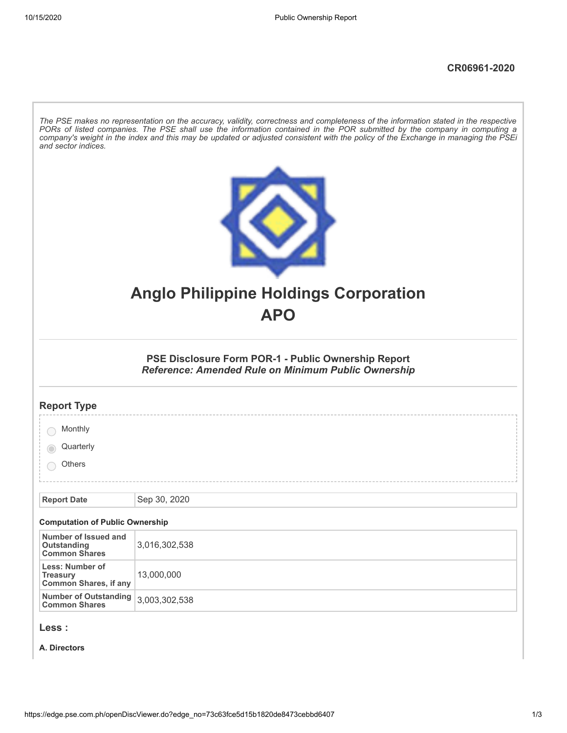CR06961-2020

*The PSE makes no representation on the accuracy, validity, correctness and completeness of the information stated in the respective PORs of listed companies. The PSE shall use the information contained in the POR submitted by the company in computing a company's weight in the index and this may be updated or adjusted consistent with the policy of the Exchange in managing the PSEi and sector indices.*

# Anglo Philippine Holdings Corporation
# APO

### PSE Disclosure Form POR-1 - Public Ownership Report
### *Reference: Amended Rule on Minimum Public Ownership*

## Report Type

- ◯ Monthly
- ◉ Quarterly
- ◯ Others

| Report Date | Sep 30, 2020 |
|---|---|

**Computation of Public Ownership**

| | |
|---|---|
| **Number of Issued and Outstanding Common Shares** | 3,016,302,538 |
| **Less: Number of Treasury Common Shares, if any** | 13,000,000 |
| **Number of Outstanding Common Shares** | 3,003,302,538 |

## Less :

**A. Directors**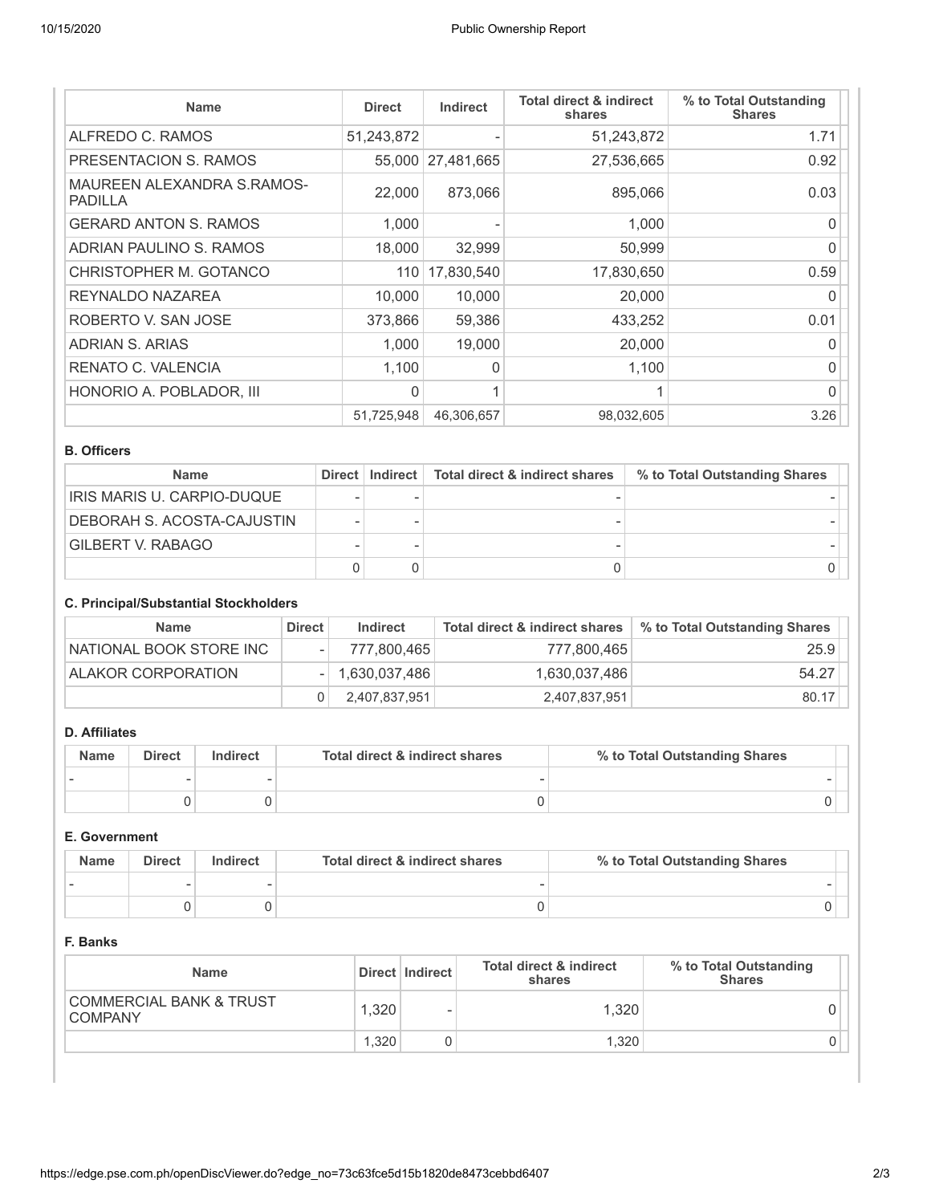| Name | Direct | Indirect | Total direct & indirect shares | % to Total Outstanding Shares |
|---|---|---|---|---|
| ALFREDO C. RAMOS | 51,243,872 | - | 51,243,872 | 1.71 |
| PRESENTACION S. RAMOS | 55,000 | 27,481,665 | 27,536,665 | 0.92 |
| MAUREEN ALEXANDRA S.RAMOS-PADILLA | 22,000 | 873,066 | 895,066 | 0.03 |
| GERARD ANTON S. RAMOS | 1,000 | - | 1,000 | 0 |
| ADRIAN PAULINO S. RAMOS | 18,000 | 32,999 | 50,999 | 0 |
| CHRISTOPHER M. GOTANCO | 110 | 17,830,540 | 17,830,650 | 0.59 |
| REYNALDO NAZAREA | 10,000 | 10,000 | 20,000 | 0 |
| ROBERTO V. SAN JOSE | 373,866 | 59,386 | 433,252 | 0.01 |
| ADRIAN S. ARIAS | 1,000 | 19,000 | 20,000 | 0 |
| RENATO C. VALENCIA | 1,100 | 0 | 1,100 | 0 |
| HONORIO A. POBLADOR, III | 0 | 1 | 1 | 0 |
| | 51,725,948 | 46,306,657 | 98,032,605 | 3.26 |

### B. Officers

| Name | Direct | Indirect | Total direct & indirect shares | % to Total Outstanding Shares |
|---|---|---|---|---|
| IRIS MARIS U. CARPIO-DUQUE | - | - | - | - |
| DEBORAH S. ACOSTA-CAJUSTIN | - | - | - | - |
| GILBERT V. RABAGO | - | - | - | - |
| | 0 | 0 | 0 | 0 |

### C. Principal/Substantial Stockholders

| Name | Direct | Indirect | Total direct & indirect shares | % to Total Outstanding Shares |
|---|---|---|---|---|
| NATIONAL BOOK STORE INC | - | 777,800,465 | 777,800,465 | 25.9 |
| ALAKOR CORPORATION | - | 1,630,037,486 | 1,630,037,486 | 54.27 |
| | 0 | 2,407,837,951 | 2,407,837,951 | 80.17 |

### D. Affiliates

| Name | Direct | Indirect | Total direct & indirect shares | % to Total Outstanding Shares |
|---|---|---|---|---|
| - | - | - | - | - |
| | 0 | 0 | 0 | 0 |

### E. Government

| Name | Direct | Indirect | Total direct & indirect shares | % to Total Outstanding Shares |
|---|---|---|---|---|
| - | - | - | - | - |
| | 0 | 0 | 0 | 0 |

### F. Banks

| Name | Direct | Indirect | Total direct & indirect shares | % to Total Outstanding Shares |
|---|---|---|---|---|
| COMMERCIAL BANK & TRUST COMPANY | 1,320 | - | 1,320 | 0 |
| | 1,320 | 0 | 1,320 | 0 |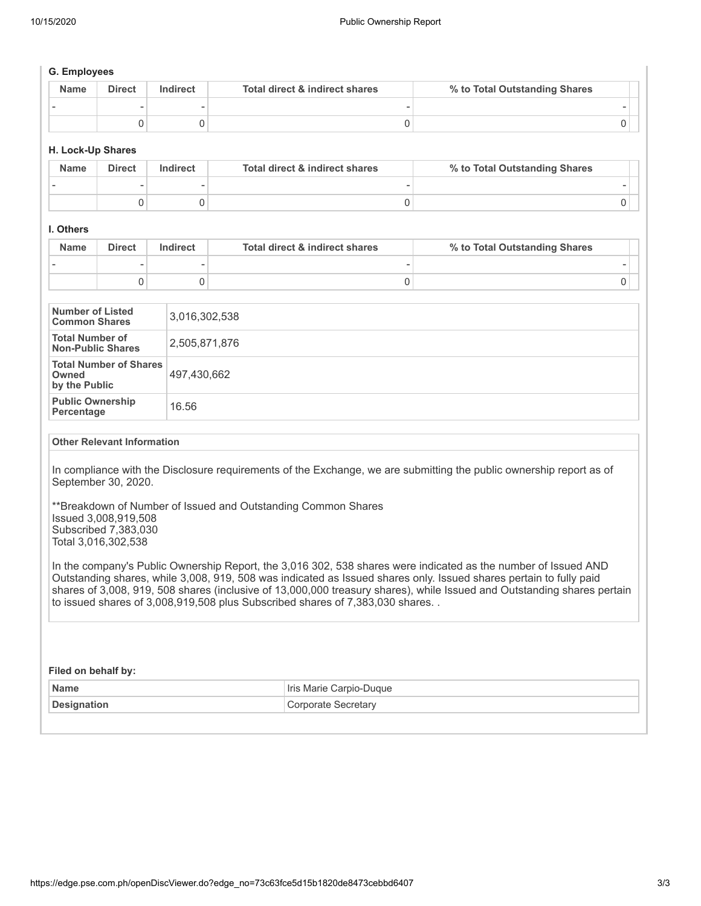### G. Employees

| Name | Direct | Indirect | Total direct & indirect shares | % to Total Outstanding Shares |
|---|---|---|---|---|
| - | - | - | - | - |
| | 0 | 0 | 0 | 0 |

### H. Lock-Up Shares

| Name | Direct | Indirect | Total direct & indirect shares | % to Total Outstanding Shares |
|---|---|---|---|---|
| - | - | - | - | - |
| | 0 | 0 | 0 | 0 |

### I. Others

| Name | Direct | Indirect | Total direct & indirect shares | % to Total Outstanding Shares |
|---|---|---|---|---|
| - | - | - | - | - |
| | 0 | 0 | 0 | 0 |

| | |
|---|---|
| **Number of Listed Common Shares** | 3,016,302,538 |
| **Total Number of Non-Public Shares** | 2,505,871,876 |
| **Total Number of Shares Owned by the Public** | 497,430,662 |
| **Public Ownership Percentage** | 16.56 |

**Other Relevant Information**

In compliance with the Disclosure requirements of the Exchange, we are submitting the public ownership report as of September 30, 2020.

**Breakdown of Number of Issued and Outstanding Common Shares
Issued 3,008,919,508
Subscribed 7,383,030
Total 3,016,302,538

In the company's Public Ownership Report, the 3,016 302, 538 shares were indicated as the number of Issued AND Outstanding shares, while 3,008, 919, 508 was indicated as Issued shares only. Issued shares pertain to fully paid shares of 3,008, 919, 508 shares (inclusive of 13,000,000 treasury shares), while Issued and Outstanding shares pertain to issued shares of 3,008,919,508 plus Subscribed shares of 7,383,030 shares. .

**Filed on behalf by:**

| | |
|---|---|
| **Name** | Iris Marie Carpio-Duque |
| **Designation** | Corporate Secretary |